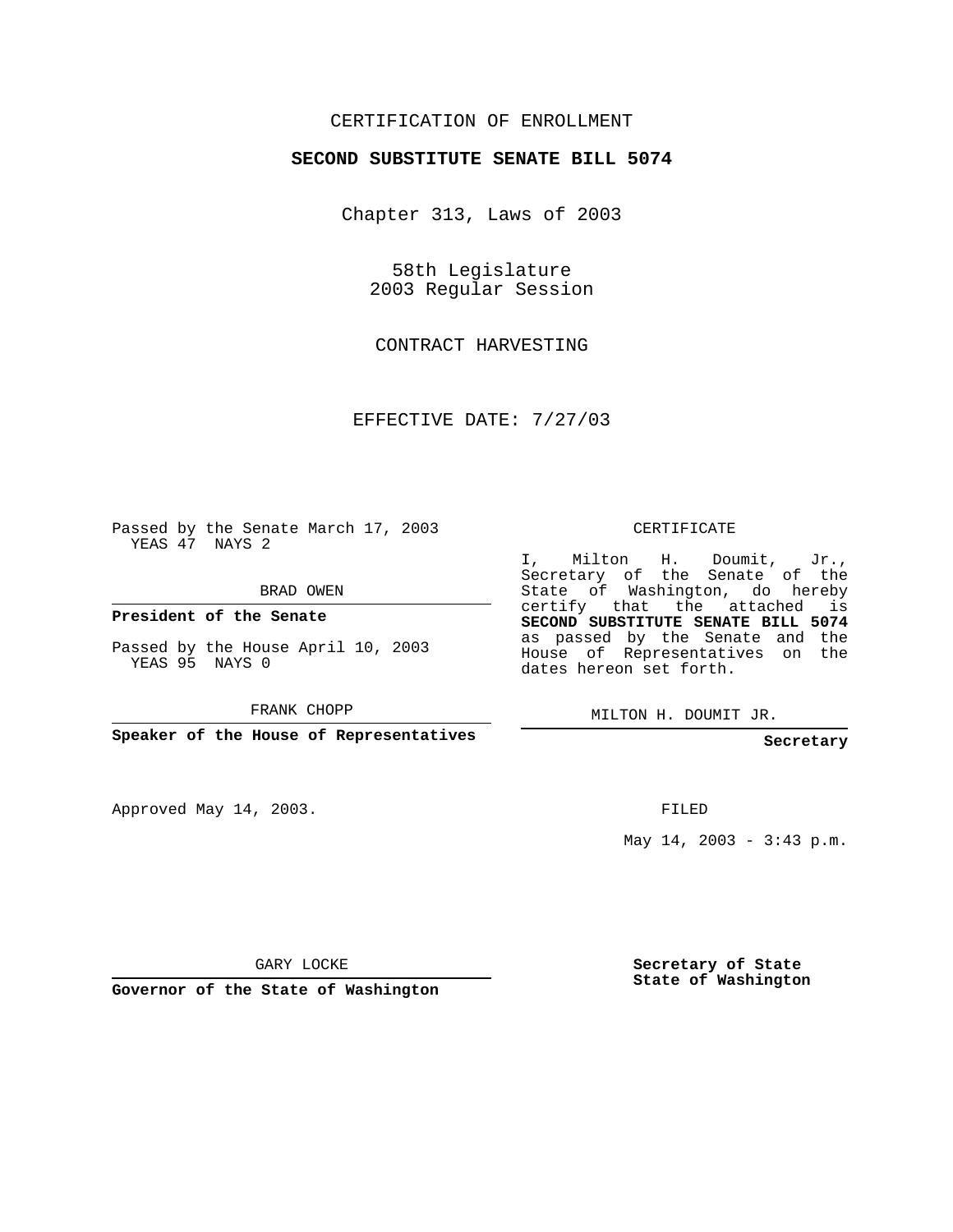CERTIFICATION OF ENROLLMENT

**SECOND SUBSTITUTE SENATE BILL 5074**

Chapter 313, Laws of 2003

58th Legislature
2003 Regular Session

CONTRACT HARVESTING

EFFECTIVE DATE: 7/27/03

Passed by the Senate March 17, 2003
YEAS 47 NAYS 2

BRAD OWEN

**President of the Senate**

Passed by the House April 10, 2003
YEAS 95 NAYS 0

FRANK CHOPP

**Speaker of the House of Representatives**

CERTIFICATE

I, Milton H. Doumit, Jr., Secretary of the Senate of the State of Washington, do hereby certify that the attached is **SECOND SUBSTITUTE SENATE BILL 5074** as passed by the Senate and the House of Representatives on the dates hereon set forth.

MILTON H. DOUMIT JR.

**Secretary**

Approved May 14, 2003.

FILED

May 14, 2003 - 3:43 p.m.

GARY LOCKE

**Governor of the State of Washington**

**Secretary of State**
**State of Washington**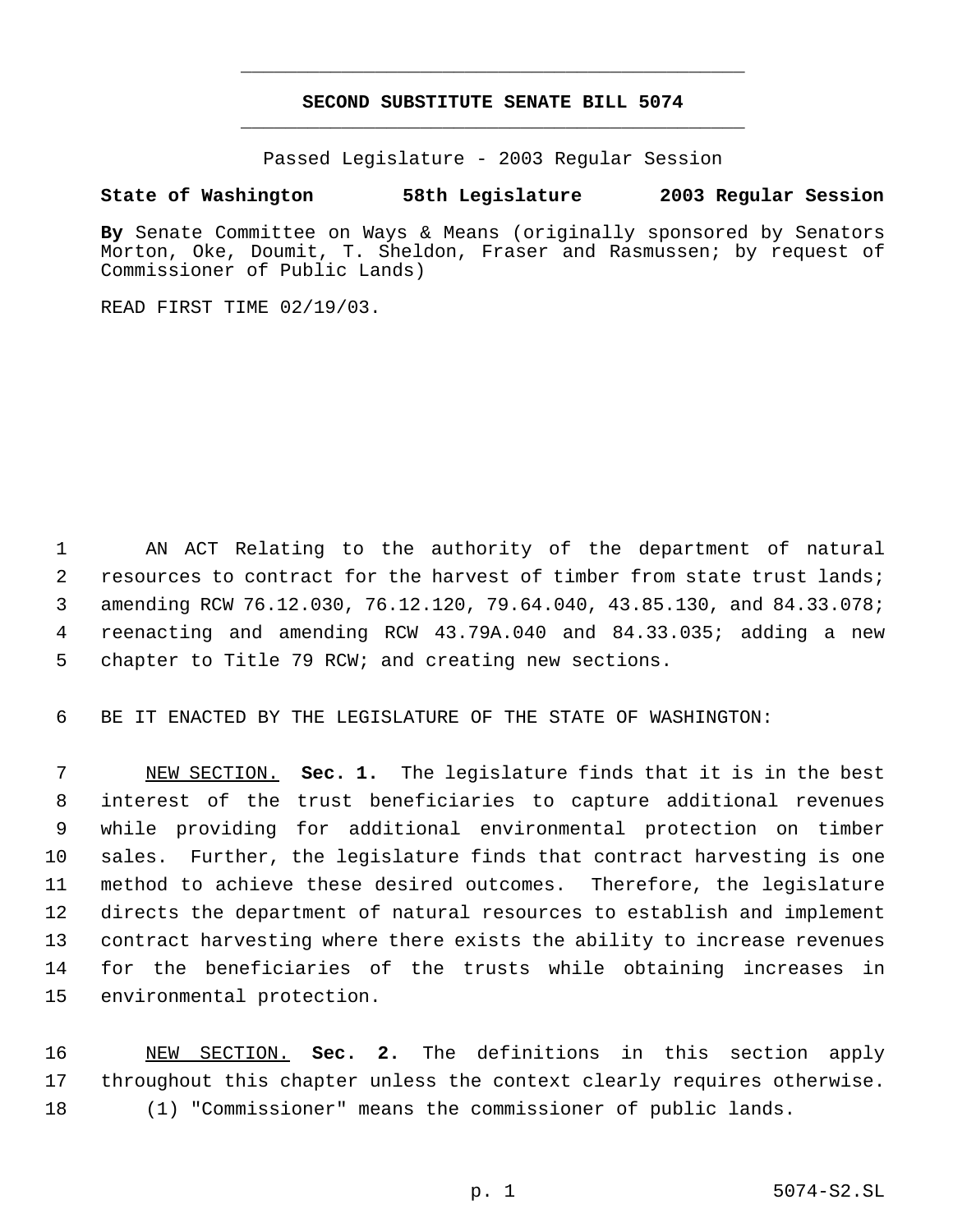# SECOND SUBSTITUTE SENATE BILL 5074

Passed Legislature - 2003 Regular Session

**State of Washington 58th Legislature 2003 Regular Session**

**By** Senate Committee on Ways & Means (originally sponsored by Senators Morton, Oke, Doumit, T. Sheldon, Fraser and Rasmussen; by request of Commissioner of Public Lands)

READ FIRST TIME 02/19/03.

1 AN ACT Relating to the authority of the department of natural
2 resources to contract for the harvest of timber from state trust lands;
3 amending RCW 76.12.030, 76.12.120, 79.64.040, 43.85.130, and 84.33.078;
4 reenacting and amending RCW 43.79A.040 and 84.33.035; adding a new
5 chapter to Title 79 RCW; and creating new sections.

6 BE IT ENACTED BY THE LEGISLATURE OF THE STATE OF WASHINGTON:

7 NEW SECTION. **Sec. 1.** The legislature finds that it is in the best
8 interest of the trust beneficiaries to capture additional revenues
9 while providing for additional environmental protection on timber
10 sales. Further, the legislature finds that contract harvesting is one
11 method to achieve these desired outcomes. Therefore, the legislature
12 directs the department of natural resources to establish and implement
13 contract harvesting where there exists the ability to increase revenues
14 for the beneficiaries of the trusts while obtaining increases in
15 environmental protection.

16 NEW SECTION. **Sec. 2.** The definitions in this section apply
17 throughout this chapter unless the context clearly requires otherwise.
18 (1) "Commissioner" means the commissioner of public lands.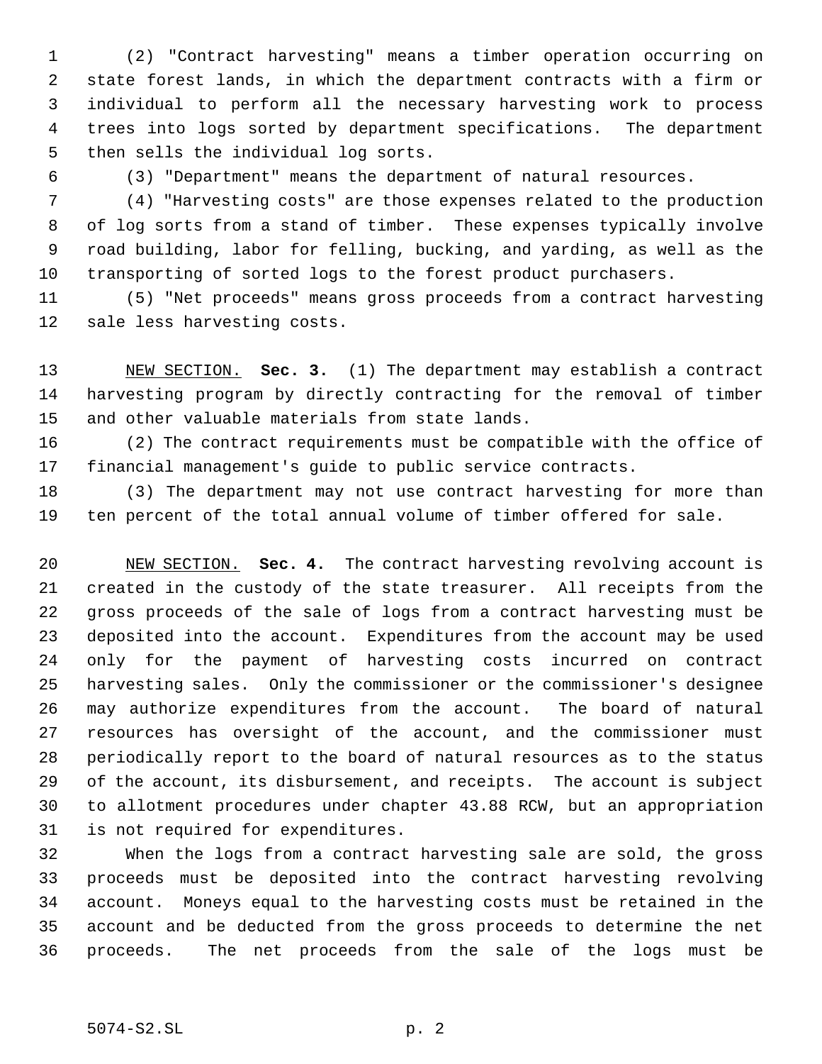(2) "Contract harvesting" means a timber operation occurring on state forest lands, in which the department contracts with a firm or individual to perform all the necessary harvesting work to process trees into logs sorted by department specifications. The department then sells the individual log sorts.

(3) "Department" means the department of natural resources.

(4) "Harvesting costs" are those expenses related to the production of log sorts from a stand of timber. These expenses typically involve road building, labor for felling, bucking, and yarding, as well as the transporting of sorted logs to the forest product purchasers.

(5) "Net proceeds" means gross proceeds from a contract harvesting sale less harvesting costs.

NEW SECTION. **Sec. 3.** (1) The department may establish a contract harvesting program by directly contracting for the removal of timber and other valuable materials from state lands.

(2) The contract requirements must be compatible with the office of financial management's guide to public service contracts.

(3) The department may not use contract harvesting for more than ten percent of the total annual volume of timber offered for sale.

NEW SECTION. **Sec. 4.** The contract harvesting revolving account is created in the custody of the state treasurer. All receipts from the gross proceeds of the sale of logs from a contract harvesting must be deposited into the account. Expenditures from the account may be used only for the payment of harvesting costs incurred on contract harvesting sales. Only the commissioner or the commissioner's designee may authorize expenditures from the account. The board of natural resources has oversight of the account, and the commissioner must periodically report to the board of natural resources as to the status of the account, its disbursement, and receipts. The account is subject to allotment procedures under chapter 43.88 RCW, but an appropriation is not required for expenditures.

When the logs from a contract harvesting sale are sold, the gross proceeds must be deposited into the contract harvesting revolving account. Moneys equal to the harvesting costs must be retained in the account and be deducted from the gross proceeds to determine the net proceeds. The net proceeds from the sale of the logs must be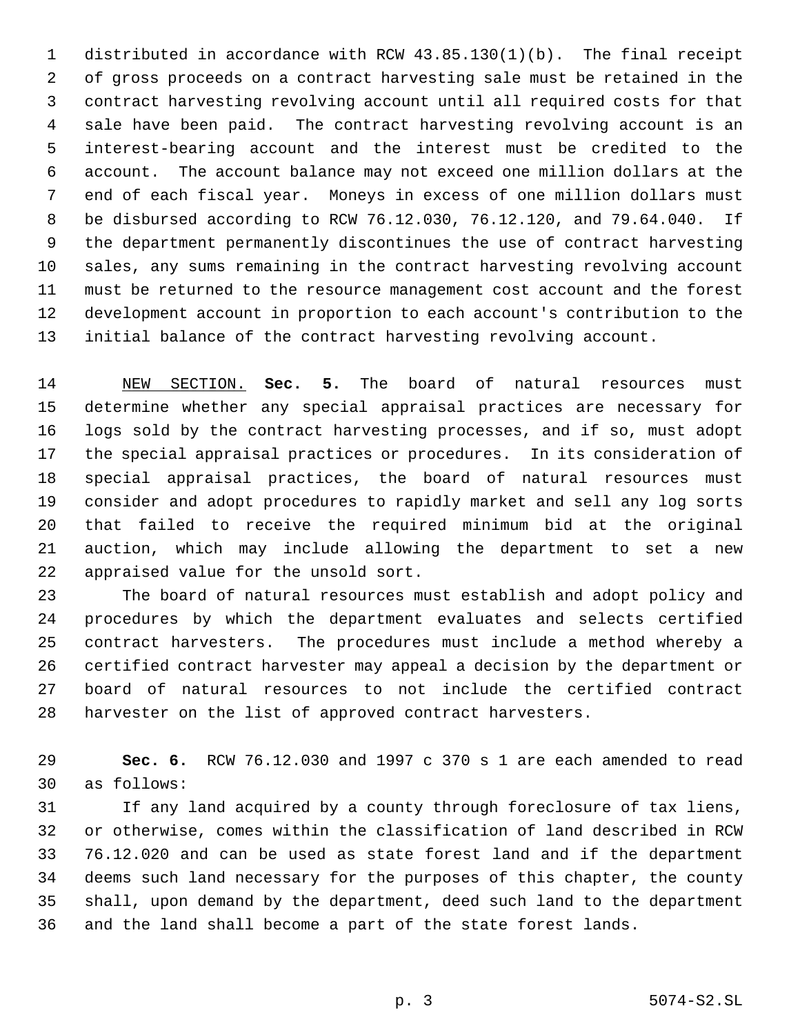distributed in accordance with RCW 43.85.130(1)(b). The final receipt of gross proceeds on a contract harvesting sale must be retained in the contract harvesting revolving account until all required costs for that sale have been paid. The contract harvesting revolving account is an interest-bearing account and the interest must be credited to the account. The account balance may not exceed one million dollars at the end of each fiscal year. Moneys in excess of one million dollars must be disbursed according to RCW 76.12.030, 76.12.120, and 79.64.040. If the department permanently discontinues the use of contract harvesting sales, any sums remaining in the contract harvesting revolving account must be returned to the resource management cost account and the forest development account in proportion to each account's contribution to the initial balance of the contract harvesting revolving account.

NEW SECTION. **Sec. 5.** The board of natural resources must determine whether any special appraisal practices are necessary for logs sold by the contract harvesting processes, and if so, must adopt the special appraisal practices or procedures. In its consideration of special appraisal practices, the board of natural resources must consider and adopt procedures to rapidly market and sell any log sorts that failed to receive the required minimum bid at the original auction, which may include allowing the department to set a new appraised value for the unsold sort.

The board of natural resources must establish and adopt policy and procedures by which the department evaluates and selects certified contract harvesters. The procedures must include a method whereby a certified contract harvester may appeal a decision by the department or board of natural resources to not include the certified contract harvester on the list of approved contract harvesters.

**Sec. 6.** RCW 76.12.030 and 1997 c 370 s 1 are each amended to read as follows:

If any land acquired by a county through foreclosure of tax liens, or otherwise, comes within the classification of land described in RCW 76.12.020 and can be used as state forest land and if the department deems such land necessary for the purposes of this chapter, the county shall, upon demand by the department, deed such land to the department and the land shall become a part of the state forest lands.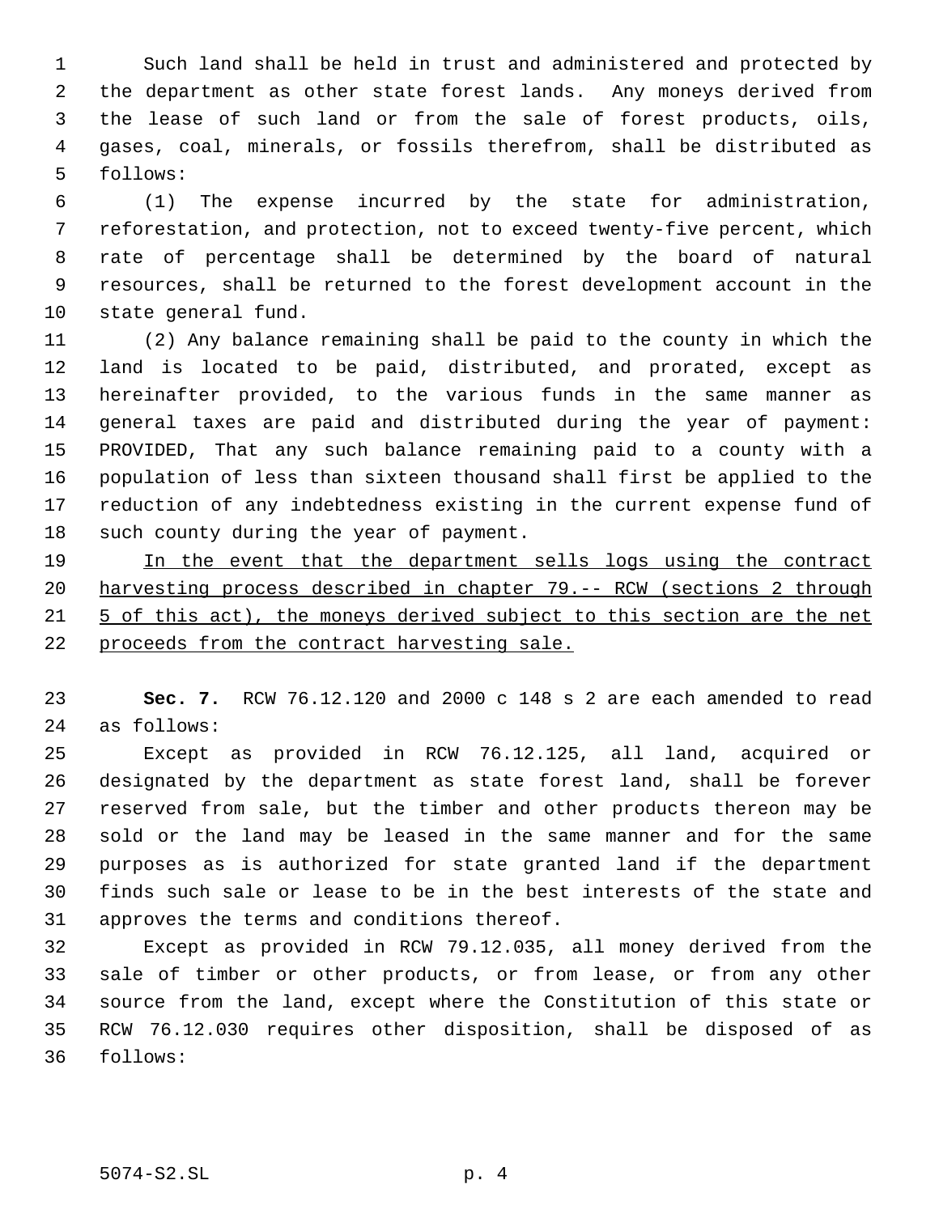Such land shall be held in trust and administered and protected by the department as other state forest lands. Any moneys derived from the lease of such land or from the sale of forest products, oils, gases, coal, minerals, or fossils therefrom, shall be distributed as follows:

(1) The expense incurred by the state for administration, reforestation, and protection, not to exceed twenty-five percent, which rate of percentage shall be determined by the board of natural resources, shall be returned to the forest development account in the state general fund.

(2) Any balance remaining shall be paid to the county in which the land is located to be paid, distributed, and prorated, except as hereinafter provided, to the various funds in the same manner as general taxes are paid and distributed during the year of payment: PROVIDED, That any such balance remaining paid to a county with a population of less than sixteen thousand shall first be applied to the reduction of any indebtedness existing in the current expense fund of such county during the year of payment.

In the event that the department sells logs using the contract harvesting process described in chapter 79.-- RCW (sections 2 through 5 of this act), the moneys derived subject to this section are the net proceeds from the contract harvesting sale.

**Sec. 7.** RCW 76.12.120 and 2000 c 148 s 2 are each amended to read as follows:

Except as provided in RCW 76.12.125, all land, acquired or designated by the department as state forest land, shall be forever reserved from sale, but the timber and other products thereon may be sold or the land may be leased in the same manner and for the same purposes as is authorized for state granted land if the department finds such sale or lease to be in the best interests of the state and approves the terms and conditions thereof.

Except as provided in RCW 79.12.035, all money derived from the sale of timber or other products, or from lease, or from any other source from the land, except where the Constitution of this state or RCW 76.12.030 requires other disposition, shall be disposed of as follows: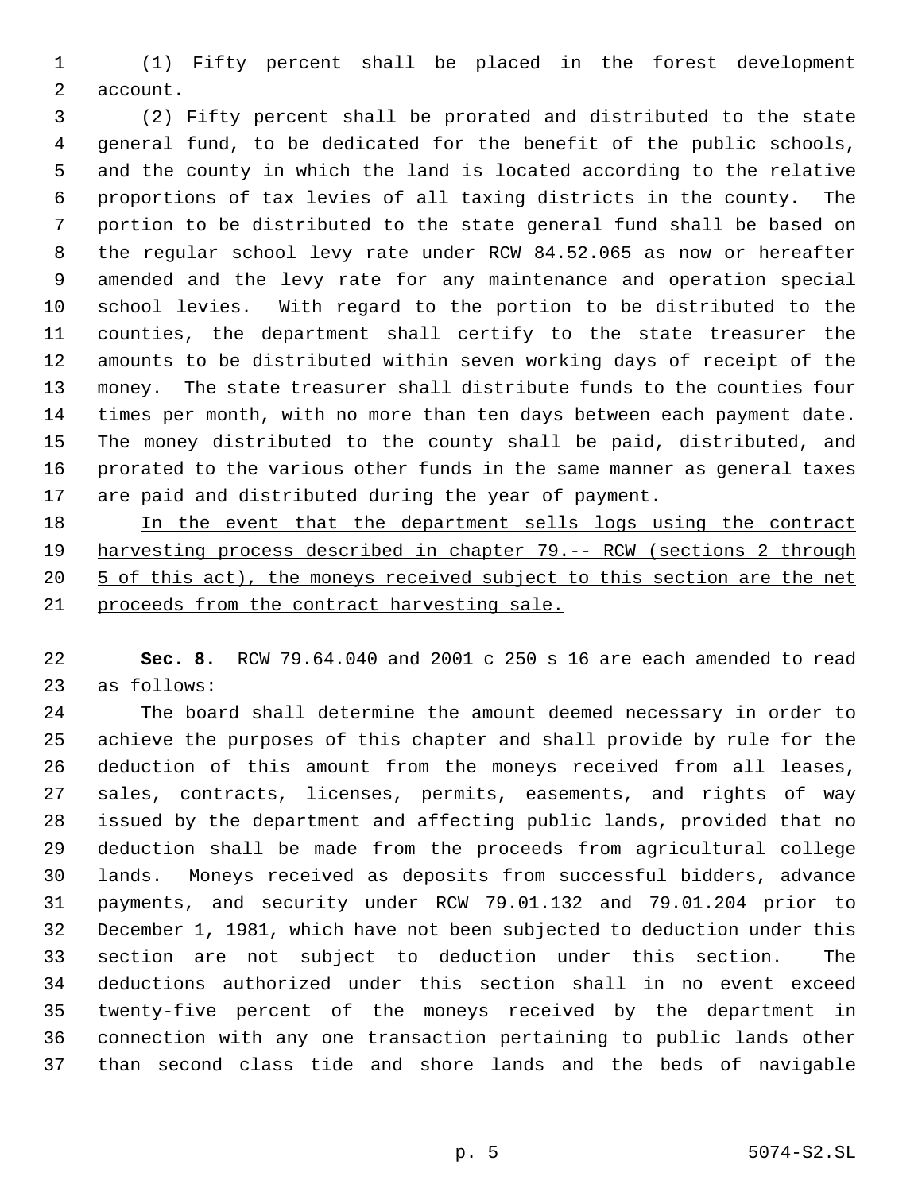(1) Fifty percent shall be placed in the forest development account.

(2) Fifty percent shall be prorated and distributed to the state general fund, to be dedicated for the benefit of the public schools, and the county in which the land is located according to the relative proportions of tax levies of all taxing districts in the county. The portion to be distributed to the state general fund shall be based on the regular school levy rate under RCW 84.52.065 as now or hereafter amended and the levy rate for any maintenance and operation special school levies. With regard to the portion to be distributed to the counties, the department shall certify to the state treasurer the amounts to be distributed within seven working days of receipt of the money. The state treasurer shall distribute funds to the counties four times per month, with no more than ten days between each payment date. The money distributed to the county shall be paid, distributed, and prorated to the various other funds in the same manner as general taxes are paid and distributed during the year of payment.

In the event that the department sells logs using the contract harvesting process described in chapter 79.-- RCW (sections 2 through 5 of this act), the moneys received subject to this section are the net proceeds from the contract harvesting sale.

**Sec. 8.** RCW 79.64.040 and 2001 c 250 s 16 are each amended to read as follows:

The board shall determine the amount deemed necessary in order to achieve the purposes of this chapter and shall provide by rule for the deduction of this amount from the moneys received from all leases, sales, contracts, licenses, permits, easements, and rights of way issued by the department and affecting public lands, provided that no deduction shall be made from the proceeds from agricultural college lands. Moneys received as deposits from successful bidders, advance payments, and security under RCW 79.01.132 and 79.01.204 prior to December 1, 1981, which have not been subjected to deduction under this section are not subject to deduction under this section. The deductions authorized under this section shall in no event exceed twenty-five percent of the moneys received by the department in connection with any one transaction pertaining to public lands other than second class tide and shore lands and the beds of navigable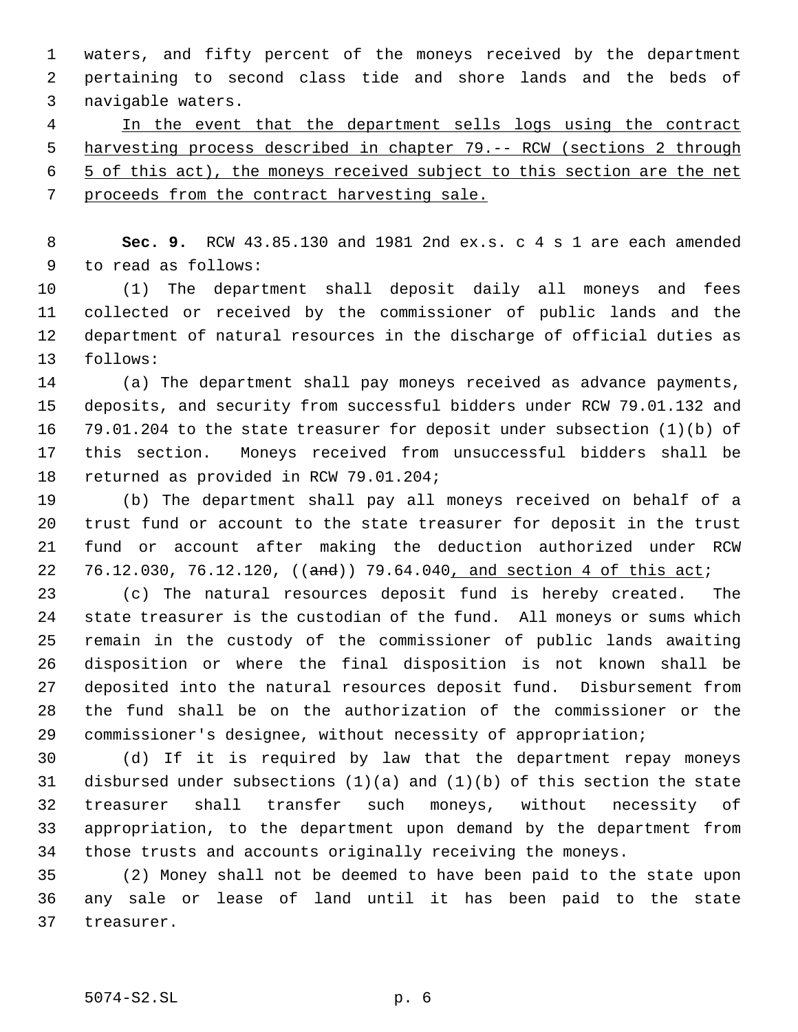waters, and fifty percent of the moneys received by the department pertaining to second class tide and shore lands and the beds of navigable waters.

<u>In the event that the department sells logs using the contract harvesting process described in chapter 79.-- RCW (sections 2 through 5 of this act), the moneys received subject to this section are the net proceeds from the contract harvesting sale.</u>

**Sec. 9.** RCW 43.85.130 and 1981 2nd ex.s. c 4 s 1 are each amended to read as follows:

(1) The department shall deposit daily all moneys and fees collected or received by the commissioner of public lands and the department of natural resources in the discharge of official duties as follows:

(a) The department shall pay moneys received as advance payments, deposits, and security from successful bidders under RCW 79.01.132 and 79.01.204 to the state treasurer for deposit under subsection (1)(b) of this section. Moneys received from unsuccessful bidders shall be returned as provided in RCW 79.01.204;

(b) The department shall pay all moneys received on behalf of a trust fund or account to the state treasurer for deposit in the trust fund or account after making the deduction authorized under RCW 76.12.030, 76.12.120, ((~~and~~)) 79.64.040<u>, and section 4 of this act</u>;

(c) The natural resources deposit fund is hereby created. The state treasurer is the custodian of the fund. All moneys or sums which remain in the custody of the commissioner of public lands awaiting disposition or where the final disposition is not known shall be deposited into the natural resources deposit fund. Disbursement from the fund shall be on the authorization of the commissioner or the commissioner's designee, without necessity of appropriation;

(d) If it is required by law that the department repay moneys disbursed under subsections (1)(a) and (1)(b) of this section the state treasurer shall transfer such moneys, without necessity of appropriation, to the department upon demand by the department from those trusts and accounts originally receiving the moneys.

(2) Money shall not be deemed to have been paid to the state upon any sale or lease of land until it has been paid to the state treasurer.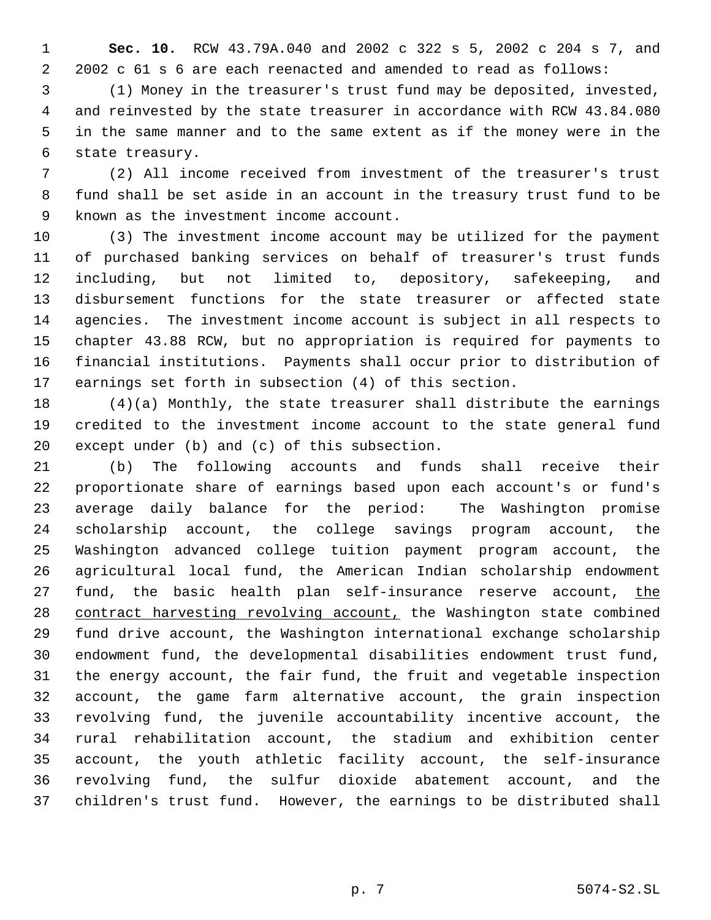**Sec. 10.** RCW 43.79A.040 and 2002 c 322 s 5, 2002 c 204 s 7, and 2002 c 61 s 6 are each reenacted and amended to read as follows:

(1) Money in the treasurer's trust fund may be deposited, invested, and reinvested by the state treasurer in accordance with RCW 43.84.080 in the same manner and to the same extent as if the money were in the state treasury.

(2) All income received from investment of the treasurer's trust fund shall be set aside in an account in the treasury trust fund to be known as the investment income account.

(3) The investment income account may be utilized for the payment of purchased banking services on behalf of treasurer's trust funds including, but not limited to, depository, safekeeping, and disbursement functions for the state treasurer or affected state agencies. The investment income account is subject in all respects to chapter 43.88 RCW, but no appropriation is required for payments to financial institutions. Payments shall occur prior to distribution of earnings set forth in subsection (4) of this section.

(4)(a) Monthly, the state treasurer shall distribute the earnings credited to the investment income account to the state general fund except under (b) and (c) of this subsection.

(b) The following accounts and funds shall receive their proportionate share of earnings based upon each account's or fund's average daily balance for the period: The Washington promise scholarship account, the college savings program account, the Washington advanced college tuition payment program account, the agricultural local fund, the American Indian scholarship endowment fund, the basic health plan self-insurance reserve account, <u>the contract harvesting revolving account,</u> the Washington state combined fund drive account, the Washington international exchange scholarship endowment fund, the developmental disabilities endowment trust fund, the energy account, the fair fund, the fruit and vegetable inspection account, the game farm alternative account, the grain inspection revolving fund, the juvenile accountability incentive account, the rural rehabilitation account, the stadium and exhibition center account, the youth athletic facility account, the self-insurance revolving fund, the sulfur dioxide abatement account, and the children's trust fund. However, the earnings to be distributed shall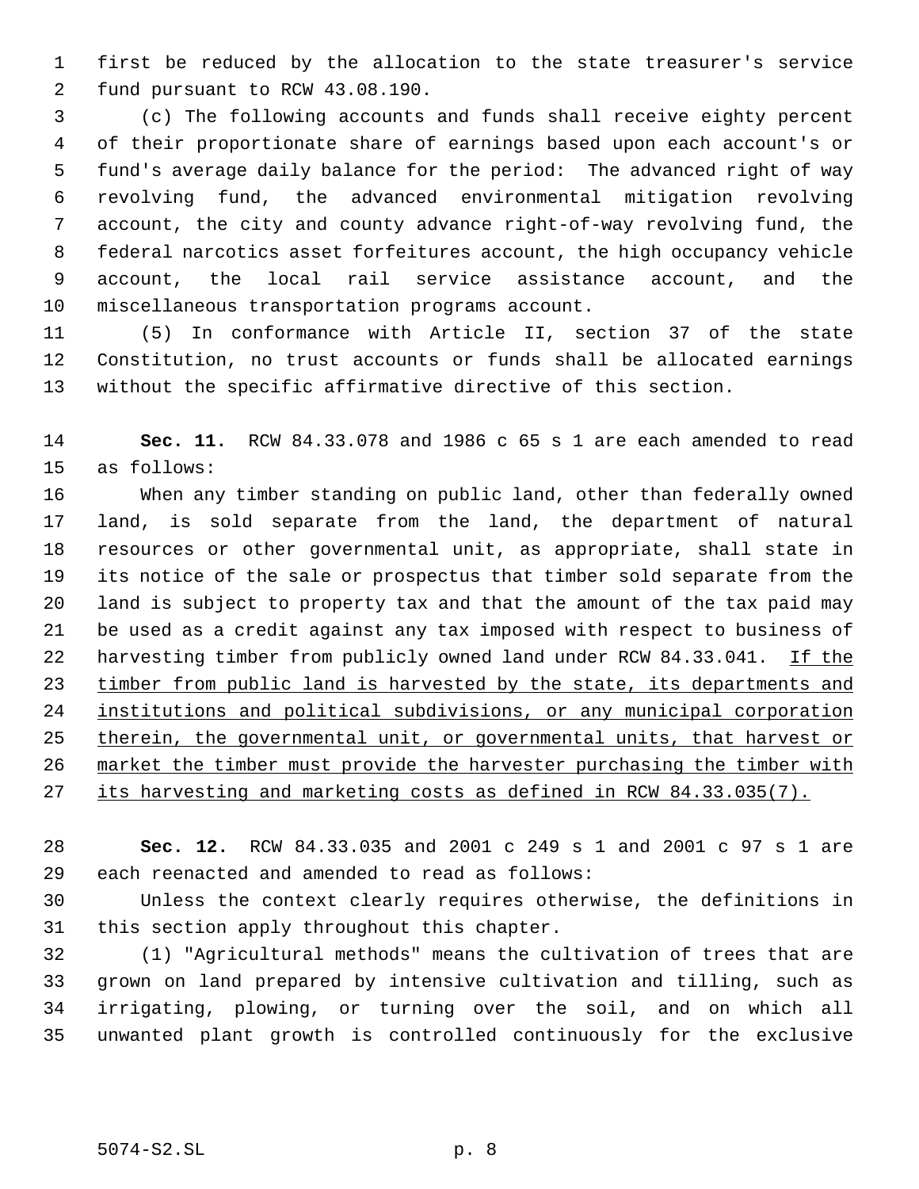first be reduced by the allocation to the state treasurer's service fund pursuant to RCW 43.08.190.

(c) The following accounts and funds shall receive eighty percent of their proportionate share of earnings based upon each account's or fund's average daily balance for the period: The advanced right of way revolving fund, the advanced environmental mitigation revolving account, the city and county advance right-of-way revolving fund, the federal narcotics asset forfeitures account, the high occupancy vehicle account, the local rail service assistance account, and the miscellaneous transportation programs account.

(5) In conformance with Article II, section 37 of the state Constitution, no trust accounts or funds shall be allocated earnings without the specific affirmative directive of this section.

**Sec. 11.** RCW 84.33.078 and 1986 c 65 s 1 are each amended to read as follows:

When any timber standing on public land, other than federally owned land, is sold separate from the land, the department of natural resources or other governmental unit, as appropriate, shall state in its notice of the sale or prospectus that timber sold separate from the land is subject to property tax and that the amount of the tax paid may be used as a credit against any tax imposed with respect to business of harvesting timber from publicly owned land under RCW 84.33.041. If the timber from public land is harvested by the state, its departments and institutions and political subdivisions, or any municipal corporation therein, the governmental unit, or governmental units, that harvest or market the timber must provide the harvester purchasing the timber with its harvesting and marketing costs as defined in RCW 84.33.035(7).

**Sec. 12.** RCW 84.33.035 and 2001 c 249 s 1 and 2001 c 97 s 1 are each reenacted and amended to read as follows:

Unless the context clearly requires otherwise, the definitions in this section apply throughout this chapter.

(1) "Agricultural methods" means the cultivation of trees that are grown on land prepared by intensive cultivation and tilling, such as irrigating, plowing, or turning over the soil, and on which all unwanted plant growth is controlled continuously for the exclusive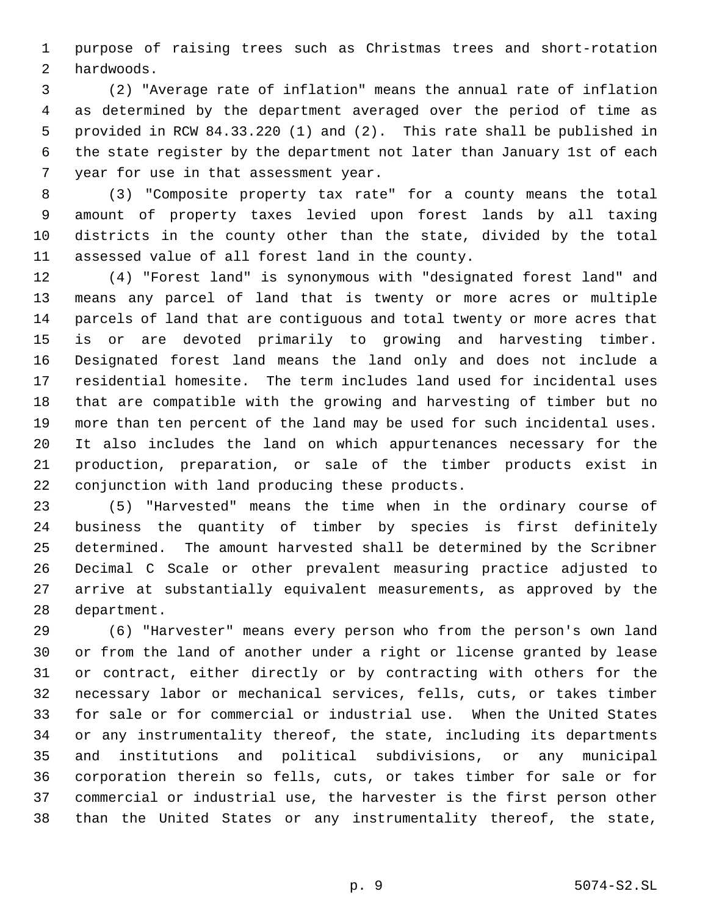purpose of raising trees such as Christmas trees and short-rotation hardwoods.

(2) "Average rate of inflation" means the annual rate of inflation as determined by the department averaged over the period of time as provided in RCW 84.33.220 (1) and (2). This rate shall be published in the state register by the department not later than January 1st of each year for use in that assessment year.

(3) "Composite property tax rate" for a county means the total amount of property taxes levied upon forest lands by all taxing districts in the county other than the state, divided by the total assessed value of all forest land in the county.

(4) "Forest land" is synonymous with "designated forest land" and means any parcel of land that is twenty or more acres or multiple parcels of land that are contiguous and total twenty or more acres that is or are devoted primarily to growing and harvesting timber. Designated forest land means the land only and does not include a residential homesite. The term includes land used for incidental uses that are compatible with the growing and harvesting of timber but no more than ten percent of the land may be used for such incidental uses. It also includes the land on which appurtenances necessary for the production, preparation, or sale of the timber products exist in conjunction with land producing these products.

(5) "Harvested" means the time when in the ordinary course of business the quantity of timber by species is first definitely determined. The amount harvested shall be determined by the Scribner Decimal C Scale or other prevalent measuring practice adjusted to arrive at substantially equivalent measurements, as approved by the department.

(6) "Harvester" means every person who from the person's own land or from the land of another under a right or license granted by lease or contract, either directly or by contracting with others for the necessary labor or mechanical services, fells, cuts, or takes timber for sale or for commercial or industrial use. When the United States or any instrumentality thereof, the state, including its departments and institutions and political subdivisions, or any municipal corporation therein so fells, cuts, or takes timber for sale or for commercial or industrial use, the harvester is the first person other than the United States or any instrumentality thereof, the state,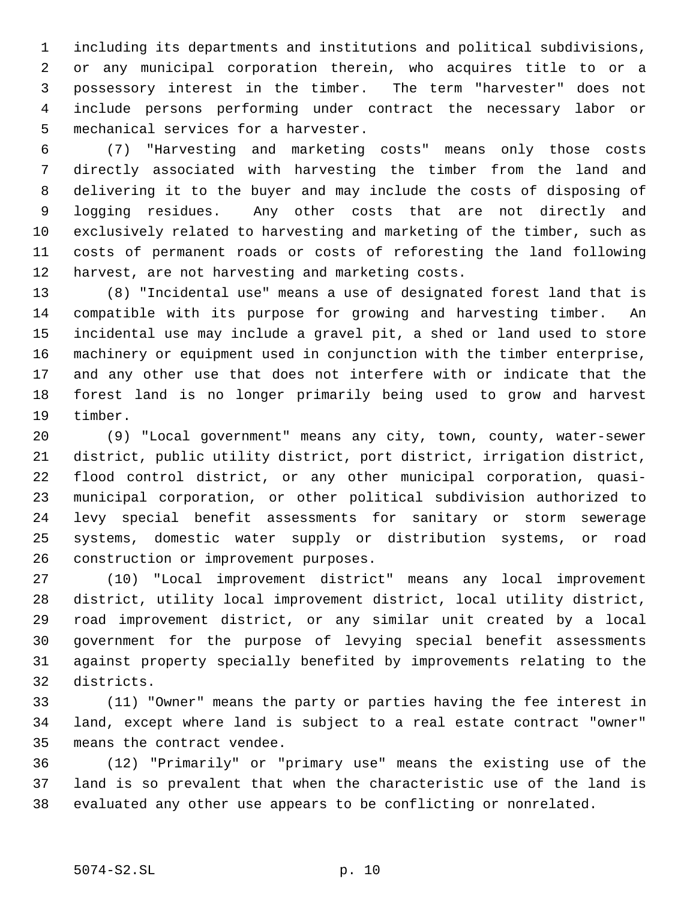including its departments and institutions and political subdivisions, or any municipal corporation therein, who acquires title to or a possessory interest in the timber. The term "harvester" does not include persons performing under contract the necessary labor or mechanical services for a harvester.

(7) "Harvesting and marketing costs" means only those costs directly associated with harvesting the timber from the land and delivering it to the buyer and may include the costs of disposing of logging residues. Any other costs that are not directly and exclusively related to harvesting and marketing of the timber, such as costs of permanent roads or costs of reforesting the land following harvest, are not harvesting and marketing costs.

(8) "Incidental use" means a use of designated forest land that is compatible with its purpose for growing and harvesting timber. An incidental use may include a gravel pit, a shed or land used to store machinery or equipment used in conjunction with the timber enterprise, and any other use that does not interfere with or indicate that the forest land is no longer primarily being used to grow and harvest timber.

(9) "Local government" means any city, town, county, water-sewer district, public utility district, port district, irrigation district, flood control district, or any other municipal corporation, quasi-municipal corporation, or other political subdivision authorized to levy special benefit assessments for sanitary or storm sewerage systems, domestic water supply or distribution systems, or road construction or improvement purposes.

(10) "Local improvement district" means any local improvement district, utility local improvement district, local utility district, road improvement district, or any similar unit created by a local government for the purpose of levying special benefit assessments against property specially benefited by improvements relating to the districts.

(11) "Owner" means the party or parties having the fee interest in land, except where land is subject to a real estate contract "owner" means the contract vendee.

(12) "Primarily" or "primary use" means the existing use of the land is so prevalent that when the characteristic use of the land is evaluated any other use appears to be conflicting or nonrelated.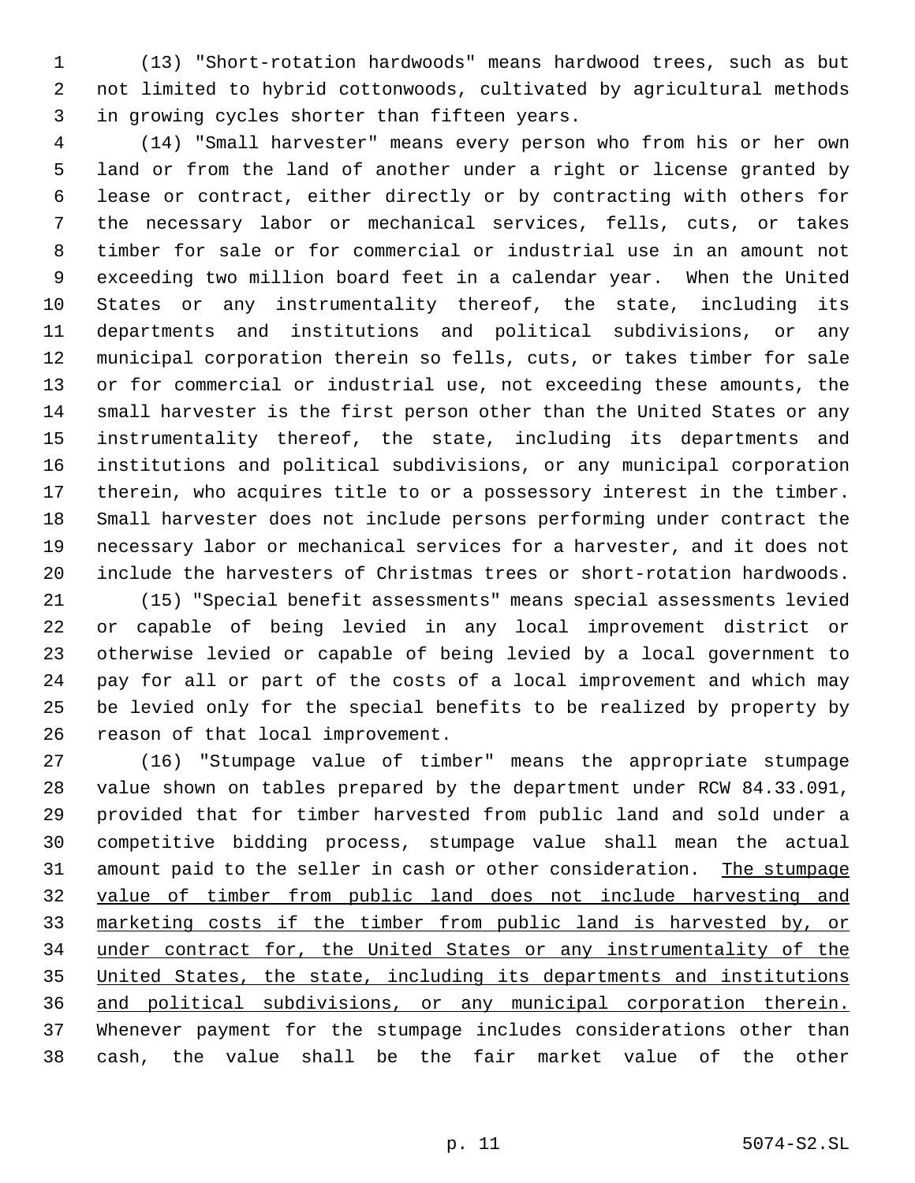(13) "Short-rotation hardwoods" means hardwood trees, such as but not limited to hybrid cottonwoods, cultivated by agricultural methods in growing cycles shorter than fifteen years.

(14) "Small harvester" means every person who from his or her own land or from the land of another under a right or license granted by lease or contract, either directly or by contracting with others for the necessary labor or mechanical services, fells, cuts, or takes timber for sale or for commercial or industrial use in an amount not exceeding two million board feet in a calendar year. When the United States or any instrumentality thereof, the state, including its departments and institutions and political subdivisions, or any municipal corporation therein so fells, cuts, or takes timber for sale or for commercial or industrial use, not exceeding these amounts, the small harvester is the first person other than the United States or any instrumentality thereof, the state, including its departments and institutions and political subdivisions, or any municipal corporation therein, who acquires title to or a possessory interest in the timber. Small harvester does not include persons performing under contract the necessary labor or mechanical services for a harvester, and it does not include the harvesters of Christmas trees or short-rotation hardwoods.

(15) "Special benefit assessments" means special assessments levied or capable of being levied in any local improvement district or otherwise levied or capable of being levied by a local government to pay for all or part of the costs of a local improvement and which may be levied only for the special benefits to be realized by property by reason of that local improvement.

(16) "Stumpage value of timber" means the appropriate stumpage value shown on tables prepared by the department under RCW 84.33.091, provided that for timber harvested from public land and sold under a competitive bidding process, stumpage value shall mean the actual amount paid to the seller in cash or other consideration. The stumpage value of timber from public land does not include harvesting and marketing costs if the timber from public land is harvested by, or under contract for, the United States or any instrumentality of the United States, the state, including its departments and institutions and political subdivisions, or any municipal corporation therein. Whenever payment for the stumpage includes considerations other than cash, the value shall be the fair market value of the other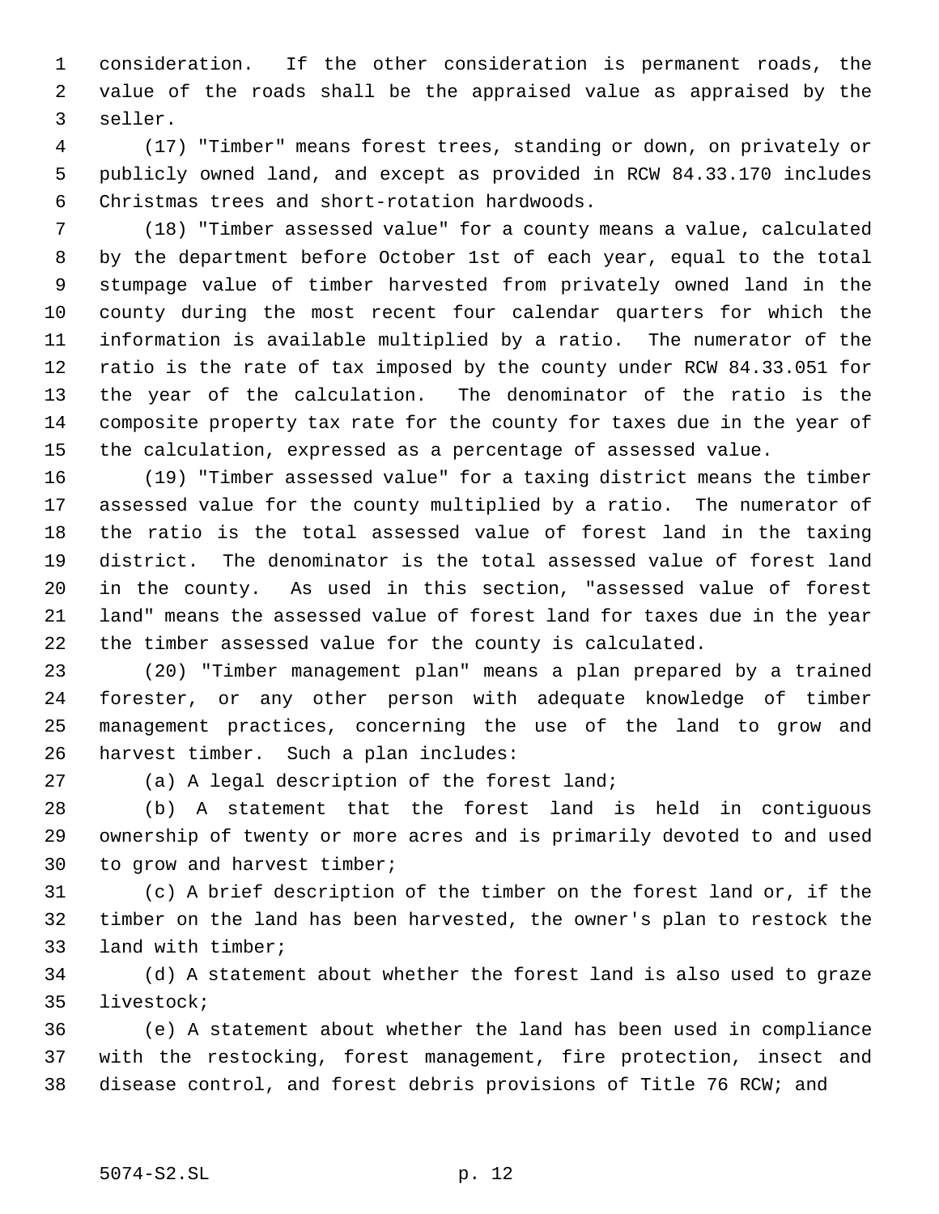consideration. If the other consideration is permanent roads, the value of the roads shall be the appraised value as appraised by the seller.

(17) "Timber" means forest trees, standing or down, on privately or publicly owned land, and except as provided in RCW 84.33.170 includes Christmas trees and short-rotation hardwoods.

(18) "Timber assessed value" for a county means a value, calculated by the department before October 1st of each year, equal to the total stumpage value of timber harvested from privately owned land in the county during the most recent four calendar quarters for which the information is available multiplied by a ratio. The numerator of the ratio is the rate of tax imposed by the county under RCW 84.33.051 for the year of the calculation. The denominator of the ratio is the composite property tax rate for the county for taxes due in the year of the calculation, expressed as a percentage of assessed value.

(19) "Timber assessed value" for a taxing district means the timber assessed value for the county multiplied by a ratio. The numerator of the ratio is the total assessed value of forest land in the taxing district. The denominator is the total assessed value of forest land in the county. As used in this section, "assessed value of forest land" means the assessed value of forest land for taxes due in the year the timber assessed value for the county is calculated.

(20) "Timber management plan" means a plan prepared by a trained forester, or any other person with adequate knowledge of timber management practices, concerning the use of the land to grow and harvest timber. Such a plan includes:

(a) A legal description of the forest land;

(b) A statement that the forest land is held in contiguous ownership of twenty or more acres and is primarily devoted to and used to grow and harvest timber;

(c) A brief description of the timber on the forest land or, if the timber on the land has been harvested, the owner's plan to restock the land with timber;

(d) A statement about whether the forest land is also used to graze livestock;

(e) A statement about whether the land has been used in compliance with the restocking, forest management, fire protection, insect and disease control, and forest debris provisions of Title 76 RCW; and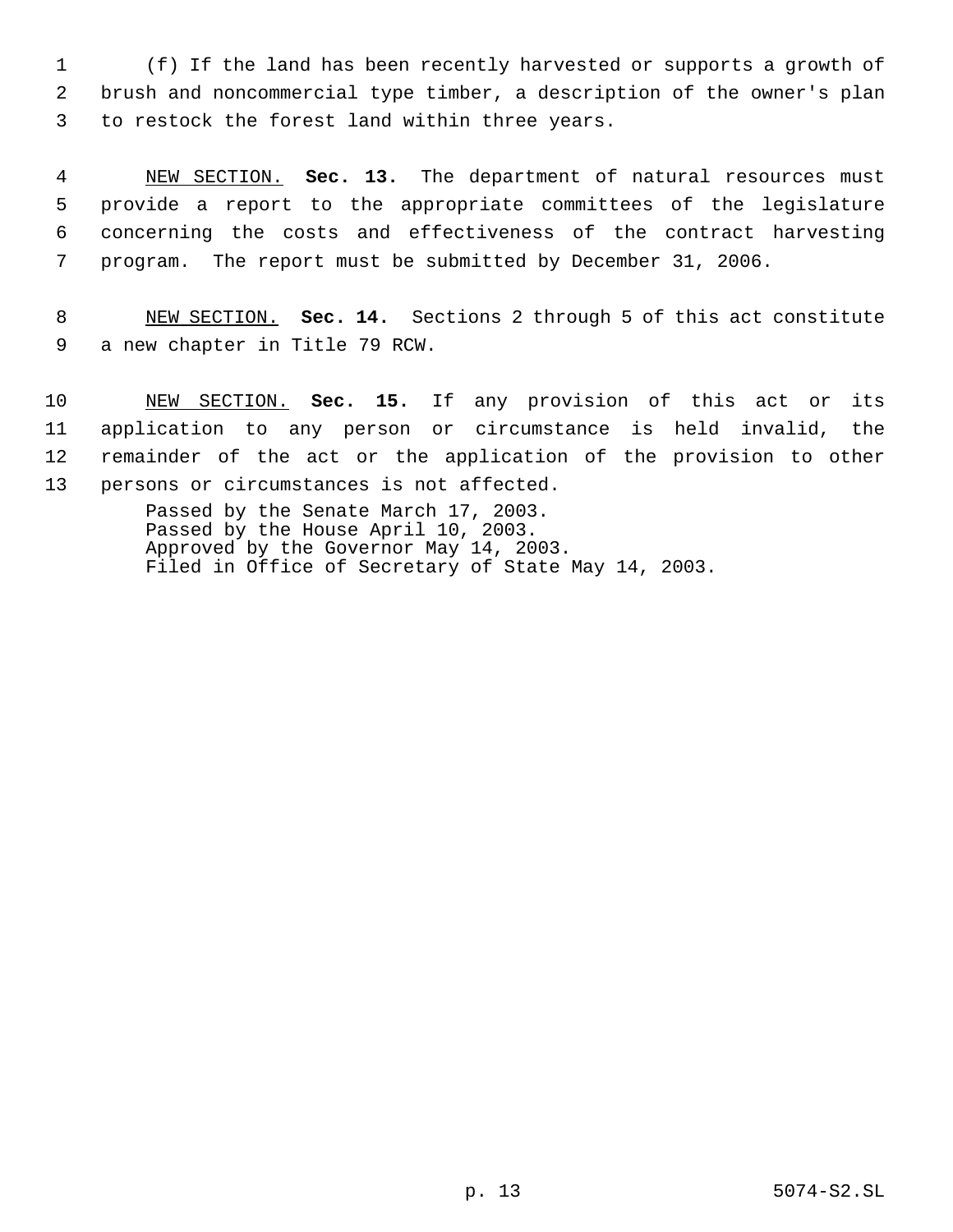(f) If the land has been recently harvested or supports a growth of brush and noncommercial type timber, a description of the owner's plan to restock the forest land within three years.

NEW SECTION. **Sec. 13.** The department of natural resources must provide a report to the appropriate committees of the legislature concerning the costs and effectiveness of the contract harvesting program. The report must be submitted by December 31, 2006.

NEW SECTION. **Sec. 14.** Sections 2 through 5 of this act constitute a new chapter in Title 79 RCW.

NEW SECTION. **Sec. 15.** If any provision of this act or its application to any person or circumstance is held invalid, the remainder of the act or the application of the provision to other persons or circumstances is not affected.

Passed by the Senate March 17, 2003.
Passed by the House April 10, 2003.
Approved by the Governor May 14, 2003.
Filed in Office of Secretary of State May 14, 2003.